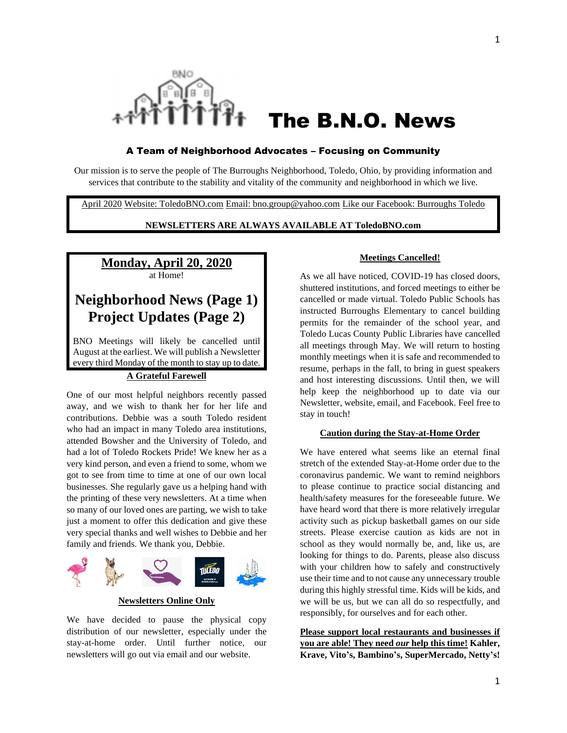# The B.N.O. News

### A Team of Neighborhood Advocates – Focusing on Community

Our mission is to serve the people of The Burroughs Neighborhood, Toledo, Ohio, by providing information and services that contribute to the stability and vitality of the community and neighborhood in which we live.

April 2020 Website: ToledoBNO.com Email: bno.group@yahoo.com Like our Facebook: Burroughs Toledo

**NEWSLETTERS ARE ALWAYS AVAILABLE AT ToledoBNO.com**

---

**Monday, April 20, 2020**
at Home!

## Neighborhood News (Page 1)
## Project Updates (Page 2)

BNO Meetings will likely be cancelled until August at the earliest. We will publish a Newsletter every third Monday of the month to stay up to date.

---

### A Grateful Farewell

One of our most helpful neighbors recently passed away, and we wish to thank her for her life and contributions. Debbie was a south Toledo resident who had an impact in many Toledo area institutions, attended Bowsher and the University of Toledo, and had a lot of Toledo Rockets Pride! We knew her as a very kind person, and even a friend to some, whom we got to see from time to time at one of our own local businesses. She regularly gave us a helping hand with the printing of these very newsletters. At a time when so many of our loved ones are parting, we wish to take just a moment to offer this dedication and give these very special thanks and well wishes to Debbie and her family and friends. We thank you, Debbie.

### Newsletters Online Only

We have decided to pause the physical copy distribution of our newsletter, especially under the stay-at-home order. Until further notice, our newsletters will go out via email and our website.

### Meetings Cancelled!

As we all have noticed, COVID-19 has closed doors, shuttered institutions, and forced meetings to either be cancelled or made virtual. Toledo Public Schools has instructed Burroughs Elementary to cancel building permits for the remainder of the school year, and Toledo Lucas County Public Libraries have cancelled all meetings through May. We will return to hosting monthly meetings when it is safe and recommended to resume, perhaps in the fall, to bring in guest speakers and host interesting discussions. Until then, we will help keep the neighborhood up to date via our Newsletter, website, email, and Facebook. Feel free to stay in touch!

### Caution during the Stay-at-Home Order

We have entered what seems like an eternal final stretch of the extended Stay-at-Home order due to the coronavirus pandemic. We want to remind neighbors to please continue to practice social distancing and health/safety measures for the foreseeable future. We have heard word that there is more relatively irregular activity such as pickup basketball games on our side streets. Please exercise caution as kids are not in school as they would normally be, and, like us, are looking for things to do. Parents, please also discuss with your children how to safely and constructively use their time and to not cause any unnecessary trouble during this highly stressful time. Kids will be kids, and we will be us, but we can all do so respectfully, and responsibly, for ourselves and for each other.

**Please support local restaurants and businesses if you are able! They need *our* help this time! Kahler, Krave, Vito's, Bambino's, SuperMercado, Netty's!**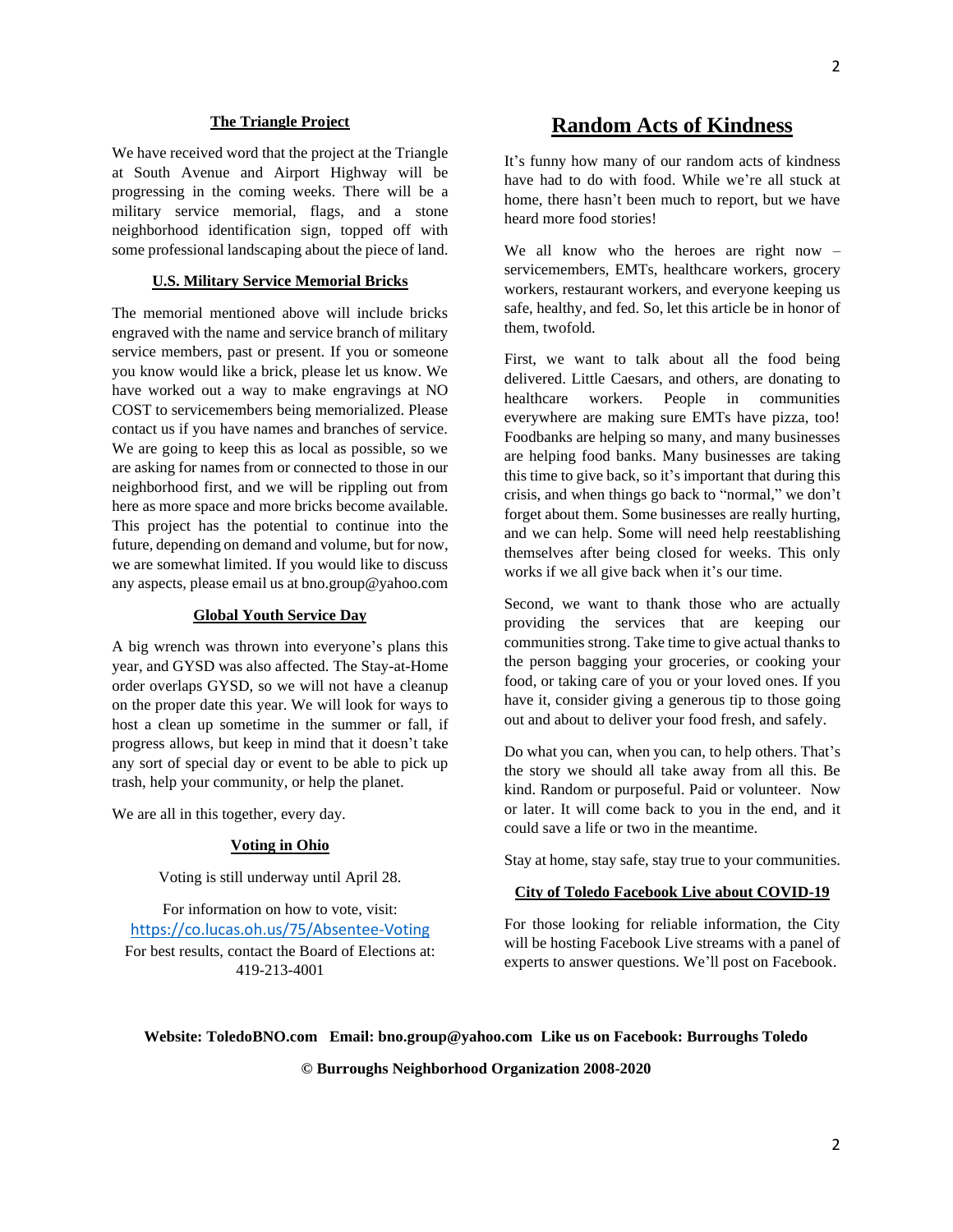### The Triangle Project

We have received word that the project at the Triangle at South Avenue and Airport Highway will be progressing in the coming weeks. There will be a military service memorial, flags, and a stone neighborhood identification sign, topped off with some professional landscaping about the piece of land.

### U.S. Military Service Memorial Bricks

The memorial mentioned above will include bricks engraved with the name and service branch of military service members, past or present. If you or someone you know would like a brick, please let us know. We have worked out a way to make engravings at NO COST to servicemembers being memorialized. Please contact us if you have names and branches of service. We are going to keep this as local as possible, so we are asking for names from or connected to those in our neighborhood first, and we will be rippling out from here as more space and more bricks become available. This project has the potential to continue into the future, depending on demand and volume, but for now, we are somewhat limited. If you would like to discuss any aspects, please email us at bno.group@yahoo.com

### Global Youth Service Day

A big wrench was thrown into everyone's plans this year, and GYSD was also affected. The Stay-at-Home order overlaps GYSD, so we will not have a cleanup on the proper date this year. We will look for ways to host a clean up sometime in the summer or fall, if progress allows, but keep in mind that it doesn't take any sort of special day or event to be able to pick up trash, help your community, or help the planet.

We are all in this together, every day.

### Voting in Ohio

Voting is still underway until April 28.

For information on how to vote, visit:
https://co.lucas.oh.us/75/Absentee-Voting
For best results, contact the Board of Elections at:
419-213-4001

## Random Acts of Kindness

It's funny how many of our random acts of kindness have had to do with food. While we're all stuck at home, there hasn't been much to report, but we have heard more food stories!

We all know who the heroes are right now – servicemembers, EMTs, healthcare workers, grocery workers, restaurant workers, and everyone keeping us safe, healthy, and fed. So, let this article be in honor of them, twofold.

First, we want to talk about all the food being delivered. Little Caesars, and others, are donating to healthcare workers. People in communities everywhere are making sure EMTs have pizza, too! Foodbanks are helping so many, and many businesses are helping food banks. Many businesses are taking this time to give back, so it's important that during this crisis, and when things go back to "normal," we don't forget about them. Some businesses are really hurting, and we can help. Some will need help reestablishing themselves after being closed for weeks. This only works if we all give back when it's our time.

Second, we want to thank those who are actually providing the services that are keeping our communities strong. Take time to give actual thanks to the person bagging your groceries, or cooking your food, or taking care of you or your loved ones. If you have it, consider giving a generous tip to those going out and about to deliver your food fresh, and safely.

Do what you can, when you can, to help others. That's the story we should all take away from all this. Be kind. Random or purposeful. Paid or volunteer. Now or later. It will come back to you in the end, and it could save a life or two in the meantime.

Stay at home, stay safe, stay true to your communities.

### City of Toledo Facebook Live about COVID-19

For those looking for reliable information, the City will be hosting Facebook Live streams with a panel of experts to answer questions. We'll post on Facebook.

**Website: ToledoBNO.com Email: bno.group@yahoo.com Like us on Facebook: Burroughs Toledo**

**© Burroughs Neighborhood Organization 2008-2020**